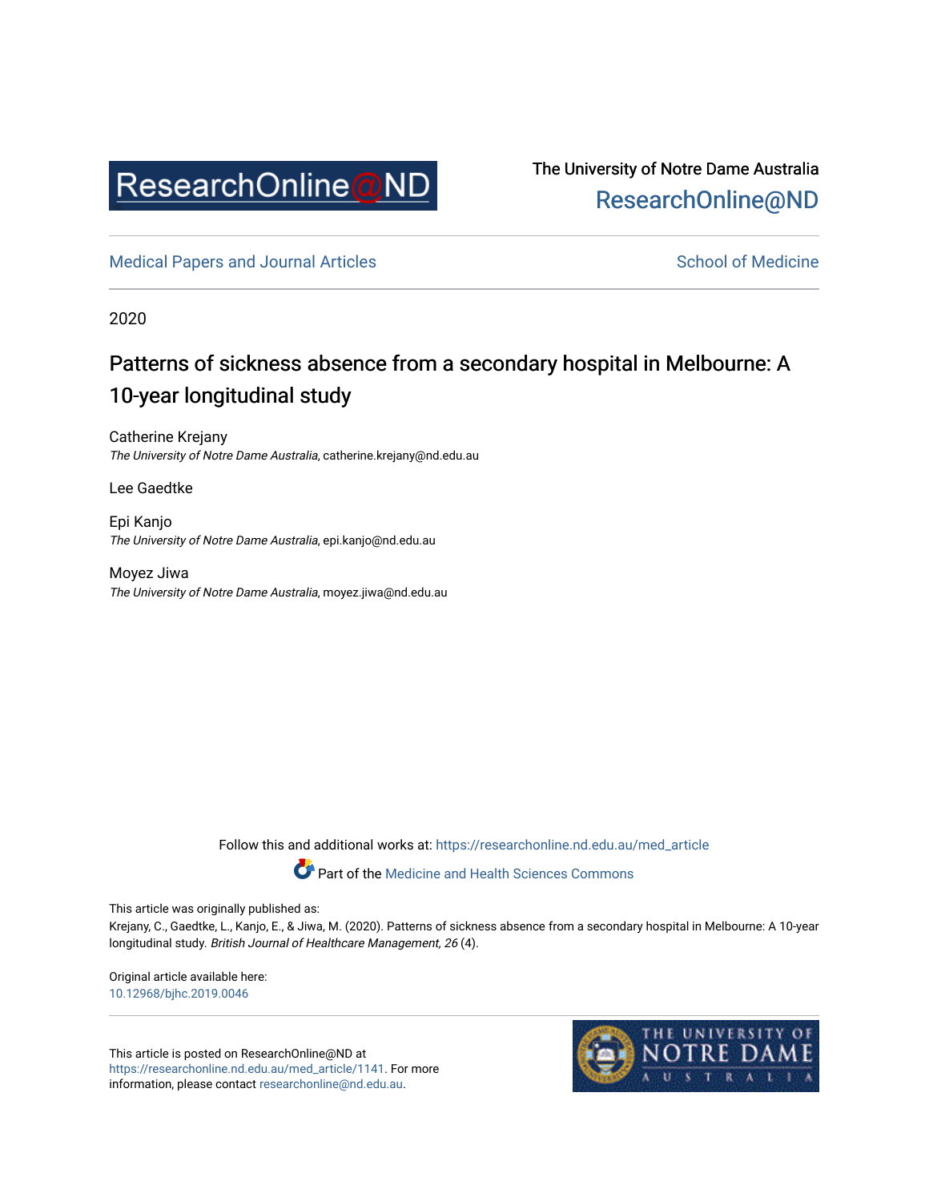The University of Notre Dame Australia
ResearchOnline@ND

Medical Papers and Journal Articles

School of Medicine

2020

# Patterns of sickness absence from a secondary hospital in Melbourne: A 10-year longitudinal study

Catherine Krejany
*The University of Notre Dame Australia*, catherine.krejany@nd.edu.au

Lee Gaedtke

Epi Kanjo
*The University of Notre Dame Australia*, epi.kanjo@nd.edu.au

Moyez Jiwa
*The University of Notre Dame Australia*, moyez.jiwa@nd.edu.au

Follow this and additional works at: https://researchonline.nd.edu.au/med_article

Part of the Medicine and Health Sciences Commons

This article was originally published as:
Krejany, C., Gaedtke, L., Kanjo, E., & Jiwa, M. (2020). Patterns of sickness absence from a secondary hospital in Melbourne: A 10-year longitudinal study. *British Journal of Healthcare Management, 26* (4).

Original article available here:
10.12968/bjhc.2019.0046

This article is posted on ResearchOnline@ND at https://researchonline.nd.edu.au/med_article/1141. For more information, please contact researchonline@nd.edu.au.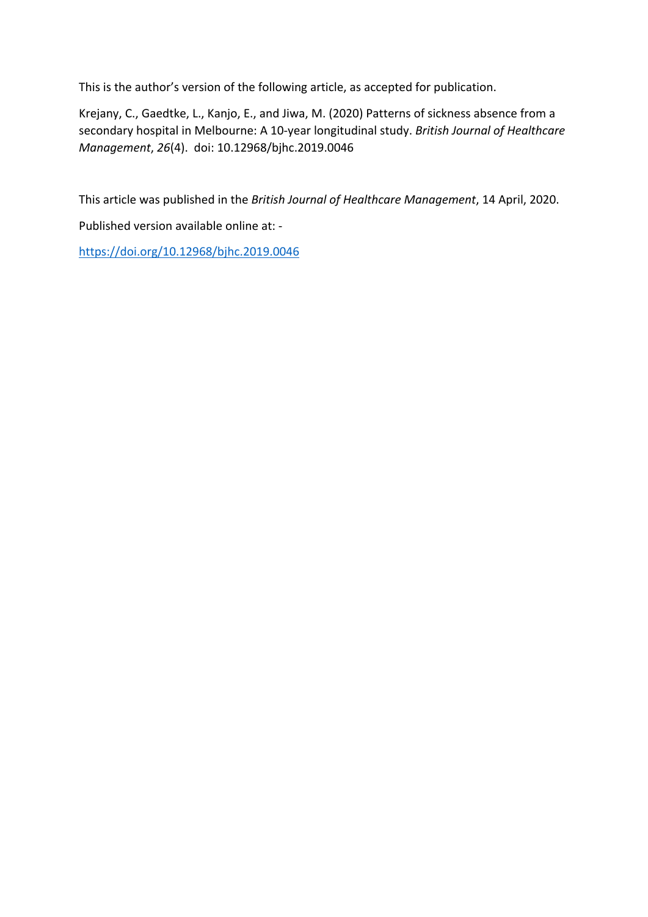This is the author's version of the following article, as accepted for publication.

Krejany, C., Gaedtke, L., Kanjo, E., and Jiwa, M. (2020) Patterns of sickness absence from a secondary hospital in Melbourne: A 10-year longitudinal study. *British Journal of Healthcare Management*, *26*(4). doi: 10.12968/bjhc.2019.0046

This article was published in the *British Journal of Healthcare Management*, 14 April, 2020.

Published version available online at: -

https://doi.org/10.12968/bjhc.2019.0046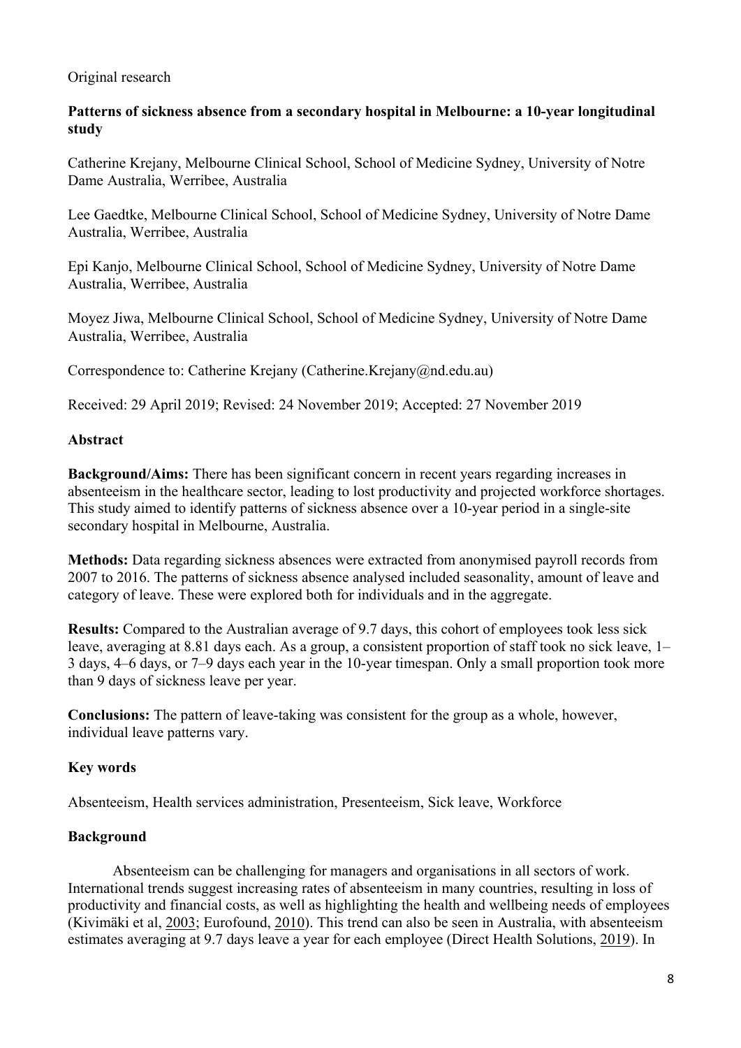Original research

## Patterns of sickness absence from a secondary hospital in Melbourne: a 10-year longitudinal study

Catherine Krejany, Melbourne Clinical School, School of Medicine Sydney, University of Notre Dame Australia, Werribee, Australia

Lee Gaedtke, Melbourne Clinical School, School of Medicine Sydney, University of Notre Dame Australia, Werribee, Australia

Epi Kanjo, Melbourne Clinical School, School of Medicine Sydney, University of Notre Dame Australia, Werribee, Australia

Moyez Jiwa, Melbourne Clinical School, School of Medicine Sydney, University of Notre Dame Australia, Werribee, Australia

Correspondence to: Catherine Krejany (Catherine.Krejany@nd.edu.au)

Received: 29 April 2019; Revised: 24 November 2019; Accepted: 27 November 2019

### Abstract

**Background/Aims:** There has been significant concern in recent years regarding increases in absenteeism in the healthcare sector, leading to lost productivity and projected workforce shortages. This study aimed to identify patterns of sickness absence over a 10-year period in a single-site secondary hospital in Melbourne, Australia.

**Methods:** Data regarding sickness absences were extracted from anonymised payroll records from 2007 to 2016. The patterns of sickness absence analysed included seasonality, amount of leave and category of leave. These were explored both for individuals and in the aggregate.

**Results:** Compared to the Australian average of 9.7 days, this cohort of employees took less sick leave, averaging at 8.81 days each. As a group, a consistent proportion of staff took no sick leave, 1–3 days, 4–6 days, or 7–9 days each year in the 10-year timespan. Only a small proportion took more than 9 days of sickness leave per year.

**Conclusions:** The pattern of leave-taking was consistent for the group as a whole, however, individual leave patterns vary.

### Key words

Absenteeism, Health services administration, Presenteeism, Sick leave, Workforce

### Background

Absenteeism can be challenging for managers and organisations in all sectors of work. International trends suggest increasing rates of absenteeism in many countries, resulting in loss of productivity and financial costs, as well as highlighting the health and wellbeing needs of employees (Kivimäki et al, 2003; Eurofound, 2010). This trend can also be seen in Australia, with absenteeism estimates averaging at 9.7 days leave a year for each employee (Direct Health Solutions, 2019). In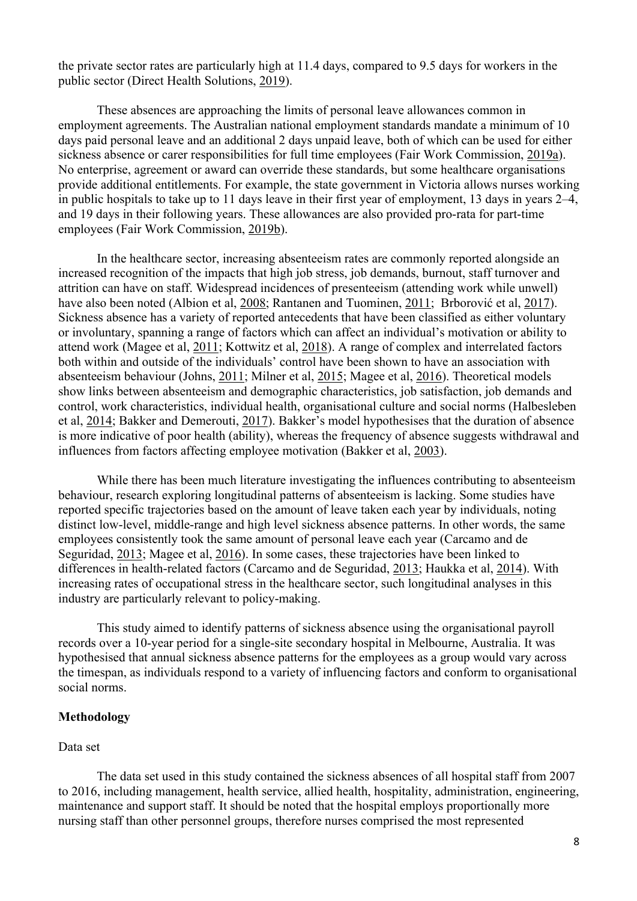the private sector rates are particularly high at 11.4 days, compared to 9.5 days for workers in the public sector (Direct Health Solutions, 2019).

These absences are approaching the limits of personal leave allowances common in employment agreements. The Australian national employment standards mandate a minimum of 10 days paid personal leave and an additional 2 days unpaid leave, both of which can be used for either sickness absence or carer responsibilities for full time employees (Fair Work Commission, 2019a). No enterprise, agreement or award can override these standards, but some healthcare organisations provide additional entitlements. For example, the state government in Victoria allows nurses working in public hospitals to take up to 11 days leave in their first year of employment, 13 days in years 2–4, and 19 days in their following years. These allowances are also provided pro-rata for part-time employees (Fair Work Commission, 2019b).

In the healthcare sector, increasing absenteeism rates are commonly reported alongside an increased recognition of the impacts that high job stress, job demands, burnout, staff turnover and attrition can have on staff. Widespread incidences of presenteeism (attending work while unwell) have also been noted (Albion et al, 2008; Rantanen and Tuominen, 2011; Brborović et al, 2017). Sickness absence has a variety of reported antecedents that have been classified as either voluntary or involuntary, spanning a range of factors which can affect an individual's motivation or ability to attend work (Magee et al, 2011; Kottwitz et al, 2018). A range of complex and interrelated factors both within and outside of the individuals' control have been shown to have an association with absenteeism behaviour (Johns, 2011; Milner et al, 2015; Magee et al, 2016). Theoretical models show links between absenteeism and demographic characteristics, job satisfaction, job demands and control, work characteristics, individual health, organisational culture and social norms (Halbesleben et al, 2014; Bakker and Demerouti, 2017). Bakker's model hypothesises that the duration of absence is more indicative of poor health (ability), whereas the frequency of absence suggests withdrawal and influences from factors affecting employee motivation (Bakker et al, 2003).

While there has been much literature investigating the influences contributing to absenteeism behaviour, research exploring longitudinal patterns of absenteeism is lacking. Some studies have reported specific trajectories based on the amount of leave taken each year by individuals, noting distinct low-level, middle-range and high level sickness absence patterns. In other words, the same employees consistently took the same amount of personal leave each year (Carcamo and de Seguridad, 2013; Magee et al, 2016). In some cases, these trajectories have been linked to differences in health-related factors (Carcamo and de Seguridad, 2013; Haukka et al, 2014). With increasing rates of occupational stress in the healthcare sector, such longitudinal analyses in this industry are particularly relevant to policy-making.

This study aimed to identify patterns of sickness absence using the organisational payroll records over a 10-year period for a single-site secondary hospital in Melbourne, Australia. It was hypothesised that annual sickness absence patterns for the employees as a group would vary across the timespan, as individuals respond to a variety of influencing factors and conform to organisational social norms.

## Methodology

### Data set

The data set used in this study contained the sickness absences of all hospital staff from 2007 to 2016, including management, health service, allied health, hospitality, administration, engineering, maintenance and support staff. It should be noted that the hospital employs proportionally more nursing staff than other personnel groups, therefore nurses comprised the most represented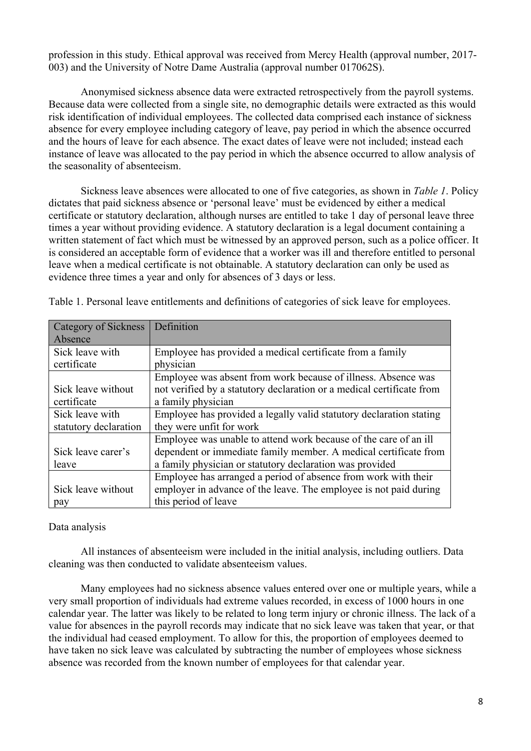profession in this study. Ethical approval was received from Mercy Health (approval number, 2017-003) and the University of Notre Dame Australia (approval number 017062S).

Anonymised sickness absence data were extracted retrospectively from the payroll systems. Because data were collected from a single site, no demographic details were extracted as this would risk identification of individual employees. The collected data comprised each instance of sickness absence for every employee including category of leave, pay period in which the absence occurred and the hours of leave for each absence. The exact dates of leave were not included; instead each instance of leave was allocated to the pay period in which the absence occurred to allow analysis of the seasonality of absenteeism.

Sickness leave absences were allocated to one of five categories, as shown in *Table 1*. Policy dictates that paid sickness absence or 'personal leave' must be evidenced by either a medical certificate or statutory declaration, although nurses are entitled to take 1 day of personal leave three times a year without providing evidence. A statutory declaration is a legal document containing a written statement of fact which must be witnessed by an approved person, such as a police officer. It is considered an acceptable form of evidence that a worker was ill and therefore entitled to personal leave when a medical certificate is not obtainable. A statutory declaration can only be used as evidence three times a year and only for absences of 3 days or less.

Table 1. Personal leave entitlements and definitions of categories of sick leave for employees.

| Category of Sickness Absence | Definition |
|---|---|
| Sick leave with certificate | Employee has provided a medical certificate from a family physician |
| Sick leave without certificate | Employee was absent from work because of illness. Absence was not verified by a statutory declaration or a medical certificate from a family physician |
| Sick leave with statutory declaration | Employee has provided a legally valid statutory declaration stating they were unfit for work |
| Sick leave carer's leave | Employee was unable to attend work because of the care of an ill dependent or immediate family member. A medical certificate from a family physician or statutory declaration was provided |
| Sick leave without pay | Employee has arranged a period of absence from work with their employer in advance of the leave. The employee is not paid during this period of leave |

Data analysis

All instances of absenteeism were included in the initial analysis, including outliers. Data cleaning was then conducted to validate absenteeism values.

Many employees had no sickness absence values entered over one or multiple years, while a very small proportion of individuals had extreme values recorded, in excess of 1000 hours in one calendar year. The latter was likely to be related to long term injury or chronic illness. The lack of a value for absences in the payroll records may indicate that no sick leave was taken that year, or that the individual had ceased employment. To allow for this, the proportion of employees deemed to have taken no sick leave was calculated by subtracting the number of employees whose sickness absence was recorded from the known number of employees for that calendar year.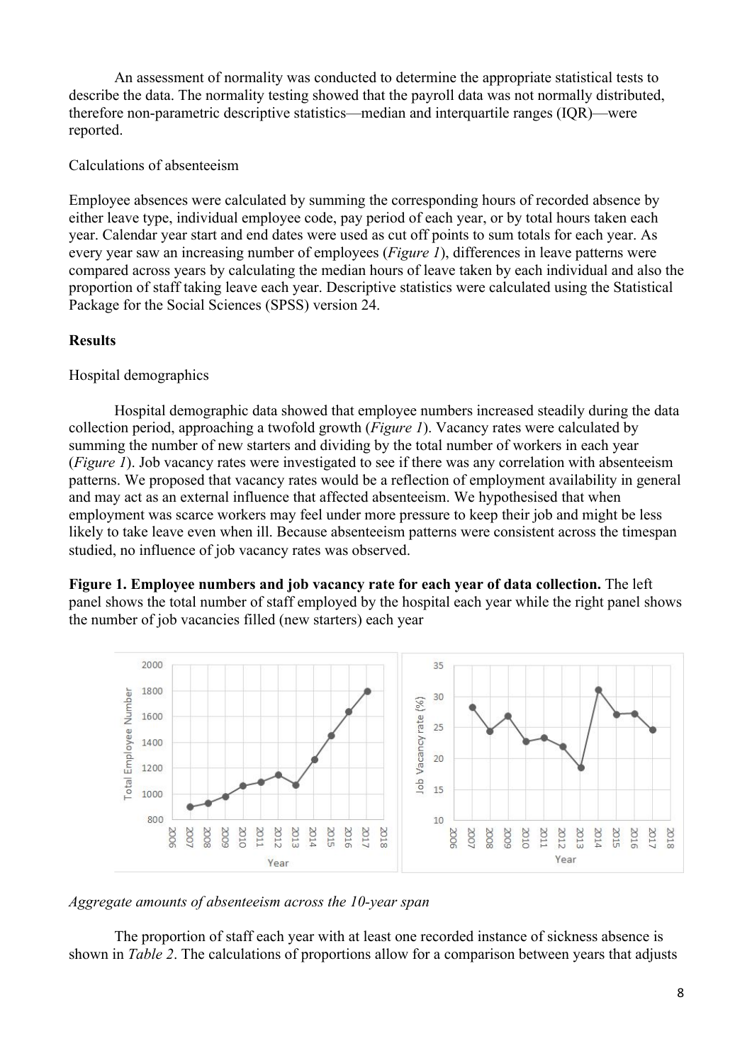An assessment of normality was conducted to determine the appropriate statistical tests to describe the data. The normality testing showed that the payroll data was not normally distributed, therefore non-parametric descriptive statistics—median and interquartile ranges (IQR)—were reported.

Calculations of absenteeism

Employee absences were calculated by summing the corresponding hours of recorded absence by either leave type, individual employee code, pay period of each year, or by total hours taken each year. Calendar year start and end dates were used as cut off points to sum totals for each year. As every year saw an increasing number of employees (*Figure 1*), differences in leave patterns were compared across years by calculating the median hours of leave taken by each individual and also the proportion of staff taking leave each year. Descriptive statistics were calculated using the Statistical Package for the Social Sciences (SPSS) version 24.

**Results**

Hospital demographics

Hospital demographic data showed that employee numbers increased steadily during the data collection period, approaching a twofold growth (*Figure 1*). Vacancy rates were calculated by summing the number of new starters and dividing by the total number of workers in each year (*Figure 1*). Job vacancy rates were investigated to see if there was any correlation with absenteeism patterns. We proposed that vacancy rates would be a reflection of employment availability in general and may act as an external influence that affected absenteeism. We hypothesised that when employment was scarce workers may feel under more pressure to keep their job and might be less likely to take leave even when ill. Because absenteeism patterns were consistent across the timespan studied, no influence of job vacancy rates was observed.

**Figure 1. Employee numbers and job vacancy rate for each year of data collection.** The left panel shows the total number of staff employed by the hospital each year while the right panel shows the number of job vacancies filled (new starters) each year

*Aggregate amounts of absenteeism across the 10-year span*

The proportion of staff each year with at least one recorded instance of sickness absence is shown in *Table 2*. The calculations of proportions allow for a comparison between years that adjusts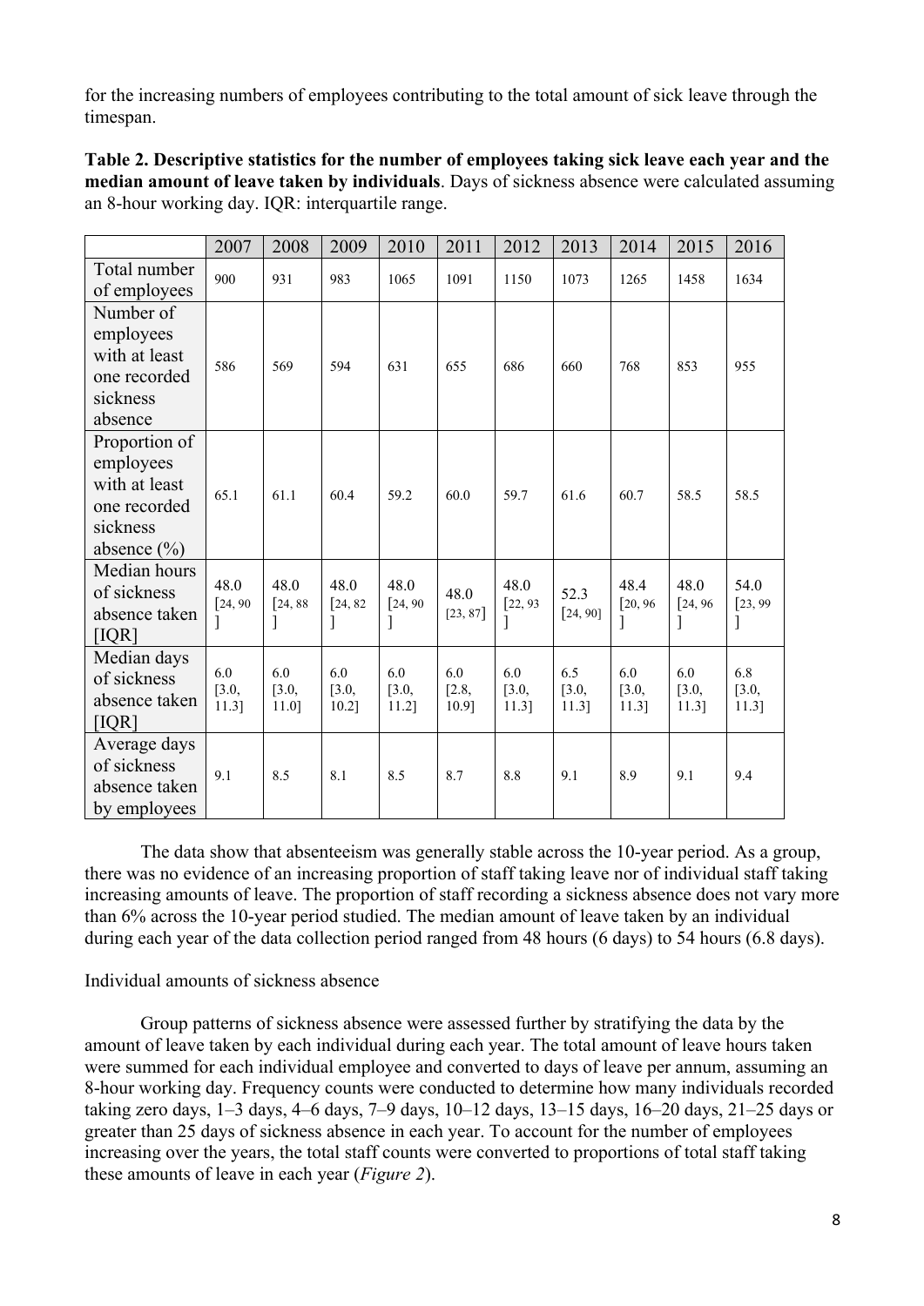for the increasing numbers of employees contributing to the total amount of sick leave through the timespan.

**Table 2. Descriptive statistics for the number of employees taking sick leave each year and the median amount of leave taken by individuals**. Days of sickness absence were calculated assuming an 8-hour working day. IQR: interquartile range.

| | 2007 | 2008 | 2009 | 2010 | 2011 | 2012 | 2013 | 2014 | 2015 | 2016 |
|---|---|---|---|---|---|---|---|---|---|---|
| Total number of employees | 900 | 931 | 983 | 1065 | 1091 | 1150 | 1073 | 1265 | 1458 | 1634 |
| Number of employees with at least one recorded sickness absence | 586 | 569 | 594 | 631 | 655 | 686 | 660 | 768 | 853 | 955 |
| Proportion of employees with at least one recorded sickness absence (%) | 65.1 | 61.1 | 60.4 | 59.2 | 60.0 | 59.7 | 61.6 | 60.7 | 58.5 | 58.5 |
| Median hours of sickness absence taken [IQR] | 48.0 [24, 90] | 48.0 [24, 88] | 48.0 [24, 82] | 48.0 [24, 90] | 48.0 [23, 87] | 48.0 [22, 93] | 52.3 [24, 90] | 48.4 [20, 96] | 48.0 [24, 96] | 54.0 [23, 99] |
| Median days of sickness absence taken [IQR] | 6.0 [3.0, 11.3] | 6.0 [3.0, 11.0] | 6.0 [3.0, 10.2] | 6.0 [3.0, 11.2] | 6.0 [2.8, 10.9] | 6.0 [3.0, 11.3] | 6.5 [3.0, 11.3] | 6.0 [3.0, 11.3] | 6.0 [3.0, 11.3] | 6.8 [3.0, 11.3] |
| Average days of sickness absence taken by employees | 9.1 | 8.5 | 8.1 | 8.5 | 8.7 | 8.8 | 9.1 | 8.9 | 9.1 | 9.4 |

The data show that absenteeism was generally stable across the 10-year period. As a group, there was no evidence of an increasing proportion of staff taking leave nor of individual staff taking increasing amounts of leave. The proportion of staff recording a sickness absence does not vary more than 6% across the 10-year period studied. The median amount of leave taken by an individual during each year of the data collection period ranged from 48 hours (6 days) to 54 hours (6.8 days).

Individual amounts of sickness absence

Group patterns of sickness absence were assessed further by stratifying the data by the amount of leave taken by each individual during each year. The total amount of leave hours taken were summed for each individual employee and converted to days of leave per annum, assuming an 8-hour working day. Frequency counts were conducted to determine how many individuals recorded taking zero days, 1–3 days, 4–6 days, 7–9 days, 10–12 days, 13–15 days, 16–20 days, 21–25 days or greater than 25 days of sickness absence in each year. To account for the number of employees increasing over the years, the total staff counts were converted to proportions of total staff taking these amounts of leave in each year (*Figure 2*).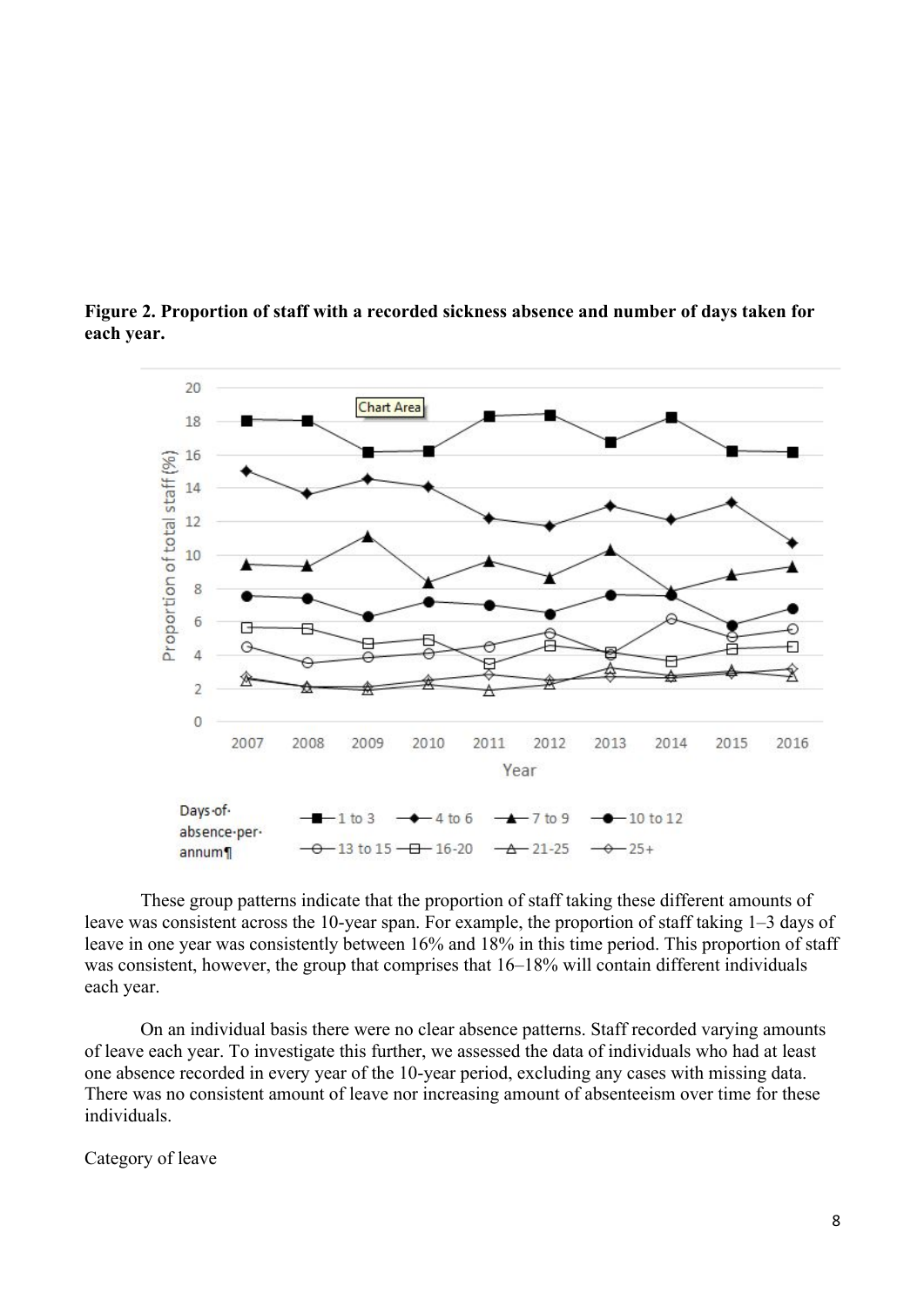**Figure 2. Proportion of staff with a recorded sickness absence and number of days taken for each year.**

These group patterns indicate that the proportion of staff taking these different amounts of leave was consistent across the 10-year span. For example, the proportion of staff taking 1–3 days of leave in one year was consistently between 16% and 18% in this time period. This proportion of staff was consistent, however, the group that comprises that 16–18% will contain different individuals each year.

On an individual basis there were no clear absence patterns. Staff recorded varying amounts of leave each year. To investigate this further, we assessed the data of individuals who had at least one absence recorded in every year of the 10-year period, excluding any cases with missing data. There was no consistent amount of leave nor increasing amount of absenteeism over time for these individuals.

Category of leave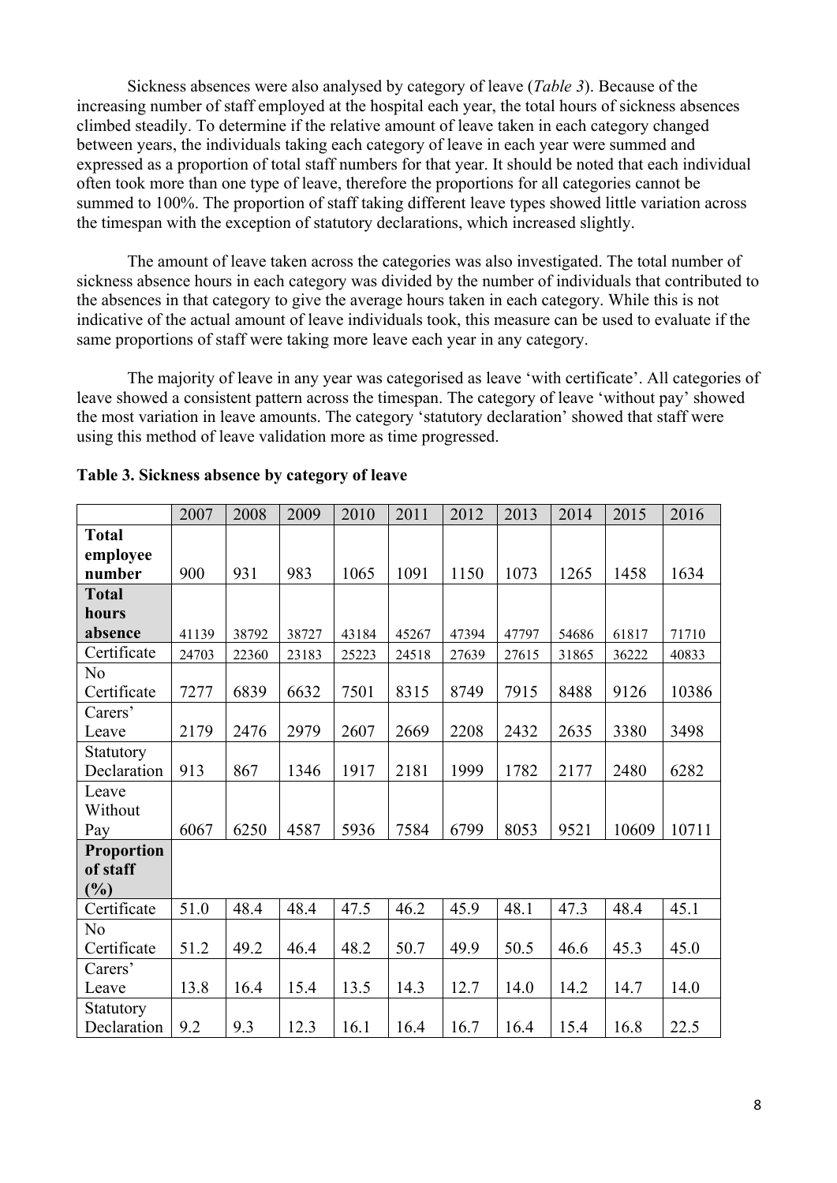Sickness absences were also analysed by category of leave (*Table 3*). Because of the increasing number of staff employed at the hospital each year, the total hours of sickness absences climbed steadily. To determine if the relative amount of leave taken in each category changed between years, the individuals taking each category of leave in each year were summed and expressed as a proportion of total staff numbers for that year. It should be noted that each individual often took more than one type of leave, therefore the proportions for all categories cannot be summed to 100%. The proportion of staff taking different leave types showed little variation across the timespan with the exception of statutory declarations, which increased slightly.

The amount of leave taken across the categories was also investigated. The total number of sickness absence hours in each category was divided by the number of individuals that contributed to the absences in that category to give the average hours taken in each category. While this is not indicative of the actual amount of leave individuals took, this measure can be used to evaluate if the same proportions of staff were taking more leave each year in any category.

The majority of leave in any year was categorised as leave 'with certificate'. All categories of leave showed a consistent pattern across the timespan. The category of leave 'without pay' showed the most variation in leave amounts. The category 'statutory declaration' showed that staff were using this method of leave validation more as time progressed.

**Table 3. Sickness absence by category of leave**

| | 2007 | 2008 | 2009 | 2010 | 2011 | 2012 | 2013 | 2014 | 2015 | 2016 |
|---|---|---|---|---|---|---|---|---|---|---|
| **Total employee number** | 900 | 931 | 983 | 1065 | 1091 | 1150 | 1073 | 1265 | 1458 | 1634 |
| **Total hours absence** | 41139 | 38792 | 38727 | 43184 | 45267 | 47394 | 47797 | 54686 | 61817 | 71710 |
| Certificate | 24703 | 22360 | 23183 | 25223 | 24518 | 27639 | 27615 | 31865 | 36222 | 40833 |
| No Certificate | 7277 | 6839 | 6632 | 7501 | 8315 | 8749 | 7915 | 8488 | 9126 | 10386 |
| Carers' Leave | 2179 | 2476 | 2979 | 2607 | 2669 | 2208 | 2432 | 2635 | 3380 | 3498 |
| Statutory Declaration | 913 | 867 | 1346 | 1917 | 2181 | 1999 | 1782 | 2177 | 2480 | 6282 |
| Leave Without Pay | 6067 | 6250 | 4587 | 5936 | 7584 | 6799 | 8053 | 9521 | 10609 | 10711 |
| **Proportion of staff (%)** | | | | | | | | | | |
| Certificate | 51.0 | 48.4 | 48.4 | 47.5 | 46.2 | 45.9 | 48.1 | 47.3 | 48.4 | 45.1 |
| No Certificate | 51.2 | 49.2 | 46.4 | 48.2 | 50.7 | 49.9 | 50.5 | 46.6 | 45.3 | 45.0 |
| Carers' Leave | 13.8 | 16.4 | 15.4 | 13.5 | 14.3 | 12.7 | 14.0 | 14.2 | 14.7 | 14.0 |
| Statutory Declaration | 9.2 | 9.3 | 12.3 | 16.1 | 16.4 | 16.7 | 16.4 | 15.4 | 16.8 | 22.5 |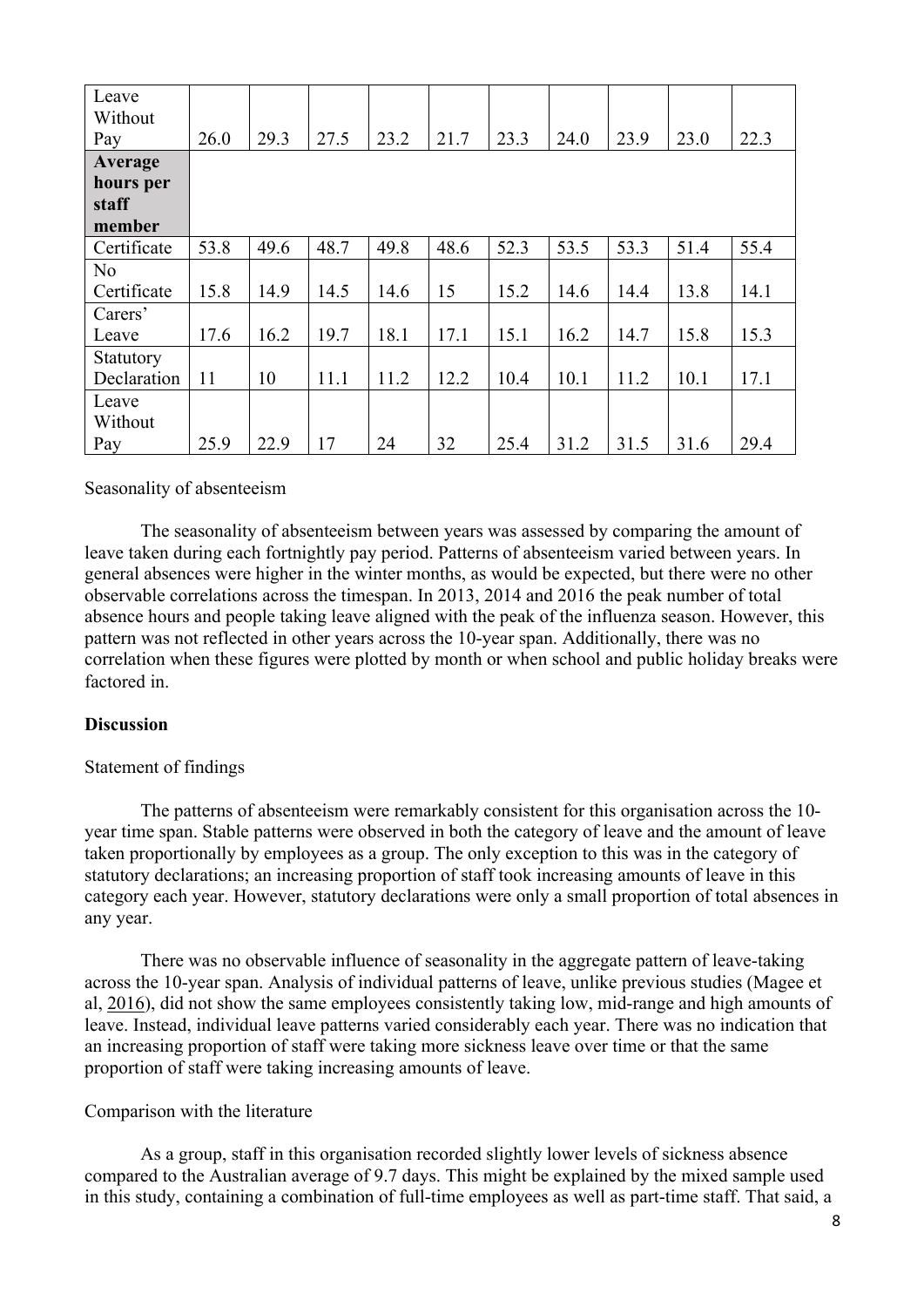| Leave Without Pay | 26.0 | 29.3 | 27.5 | 23.2 | 21.7 | 23.3 | 24.0 | 23.9 | 23.0 | 22.3 |
|---|---|---|---|---|---|---|---|---|---|---|
| **Average hours per staff member** | | | | | | | | | | |
| Certificate | 53.8 | 49.6 | 48.7 | 49.8 | 48.6 | 52.3 | 53.5 | 53.3 | 51.4 | 55.4 |
| No Certificate | 15.8 | 14.9 | 14.5 | 14.6 | 15 | 15.2 | 14.6 | 14.4 | 13.8 | 14.1 |
| Carers' Leave | 17.6 | 16.2 | 19.7 | 18.1 | 17.1 | 15.1 | 16.2 | 14.7 | 15.8 | 15.3 |
| Statutory Declaration | 11 | 10 | 11.1 | 11.2 | 12.2 | 10.4 | 10.1 | 11.2 | 10.1 | 17.1 |
| Leave Without Pay | 25.9 | 22.9 | 17 | 24 | 32 | 25.4 | 31.2 | 31.5 | 31.6 | 29.4 |

Seasonality of absenteeism

The seasonality of absenteeism between years was assessed by comparing the amount of leave taken during each fortnightly pay period. Patterns of absenteeism varied between years. In general absences were higher in the winter months, as would be expected, but there were no other observable correlations across the timespan. In 2013, 2014 and 2016 the peak number of total absence hours and people taking leave aligned with the peak of the influenza season. However, this pattern was not reflected in other years across the 10-year span. Additionally, there was no correlation when these figures were plotted by month or when school and public holiday breaks were factored in.

## Discussion

Statement of findings

The patterns of absenteeism were remarkably consistent for this organisation across the 10-year time span. Stable patterns were observed in both the category of leave and the amount of leave taken proportionally by employees as a group. The only exception to this was in the category of statutory declarations; an increasing proportion of staff took increasing amounts of leave in this category each year. However, statutory declarations were only a small proportion of total absences in any year.

There was no observable influence of seasonality in the aggregate pattern of leave-taking across the 10-year span. Analysis of individual patterns of leave, unlike previous studies (Magee et al, 2016), did not show the same employees consistently taking low, mid-range and high amounts of leave. Instead, individual leave patterns varied considerably each year. There was no indication that an increasing proportion of staff were taking more sickness leave over time or that the same proportion of staff were taking increasing amounts of leave.

Comparison with the literature

As a group, staff in this organisation recorded slightly lower levels of sickness absence compared to the Australian average of 9.7 days. This might be explained by the mixed sample used in this study, containing a combination of full-time employees as well as part-time staff. That said, a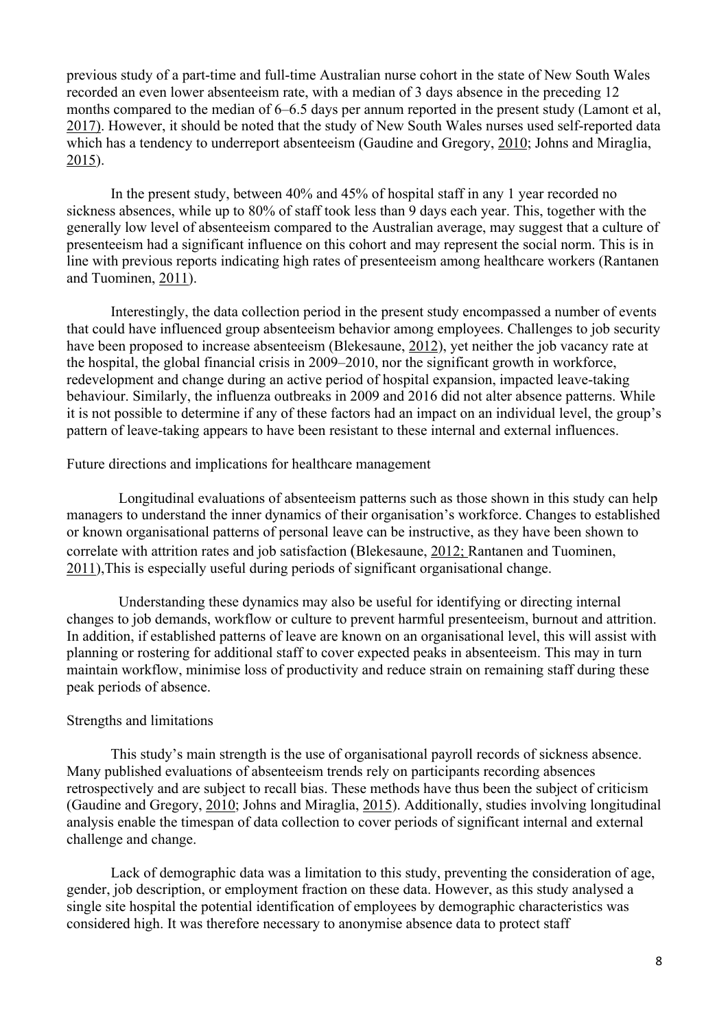previous study of a part-time and full-time Australian nurse cohort in the state of New South Wales recorded an even lower absenteeism rate, with a median of 3 days absence in the preceding 12 months compared to the median of 6–6.5 days per annum reported in the present study (Lamont et al, 2017). However, it should be noted that the study of New South Wales nurses used self-reported data which has a tendency to underreport absenteeism (Gaudine and Gregory, 2010; Johns and Miraglia, 2015).

In the present study, between 40% and 45% of hospital staff in any 1 year recorded no sickness absences, while up to 80% of staff took less than 9 days each year. This, together with the generally low level of absenteeism compared to the Australian average, may suggest that a culture of presenteeism had a significant influence on this cohort and may represent the social norm. This is in line with previous reports indicating high rates of presenteeism among healthcare workers (Rantanen and Tuominen, 2011).

Interestingly, the data collection period in the present study encompassed a number of events that could have influenced group absenteeism behavior among employees. Challenges to job security have been proposed to increase absenteeism (Blekesaune, 2012), yet neither the job vacancy rate at the hospital, the global financial crisis in 2009–2010, nor the significant growth in workforce, redevelopment and change during an active period of hospital expansion, impacted leave-taking behaviour. Similarly, the influenza outbreaks in 2009 and 2016 did not alter absence patterns. While it is not possible to determine if any of these factors had an impact on an individual level, the group's pattern of leave-taking appears to have been resistant to these internal and external influences.

## Future directions and implications for healthcare management

Longitudinal evaluations of absenteeism patterns such as those shown in this study can help managers to understand the inner dynamics of their organisation's workforce. Changes to established or known organisational patterns of personal leave can be instructive, as they have been shown to correlate with attrition rates and job satisfaction (Blekesaune, 2012; Rantanen and Tuominen, 2011),This is especially useful during periods of significant organisational change.

Understanding these dynamics may also be useful for identifying or directing internal changes to job demands, workflow or culture to prevent harmful presenteeism, burnout and attrition. In addition, if established patterns of leave are known on an organisational level, this will assist with planning or rostering for additional staff to cover expected peaks in absenteeism. This may in turn maintain workflow, minimise loss of productivity and reduce strain on remaining staff during these peak periods of absence.

## Strengths and limitations

This study's main strength is the use of organisational payroll records of sickness absence. Many published evaluations of absenteeism trends rely on participants recording absences retrospectively and are subject to recall bias. These methods have thus been the subject of criticism (Gaudine and Gregory, 2010; Johns and Miraglia, 2015). Additionally, studies involving longitudinal analysis enable the timespan of data collection to cover periods of significant internal and external challenge and change.

Lack of demographic data was a limitation to this study, preventing the consideration of age, gender, job description, or employment fraction on these data. However, as this study analysed a single site hospital the potential identification of employees by demographic characteristics was considered high. It was therefore necessary to anonymise absence data to protect staff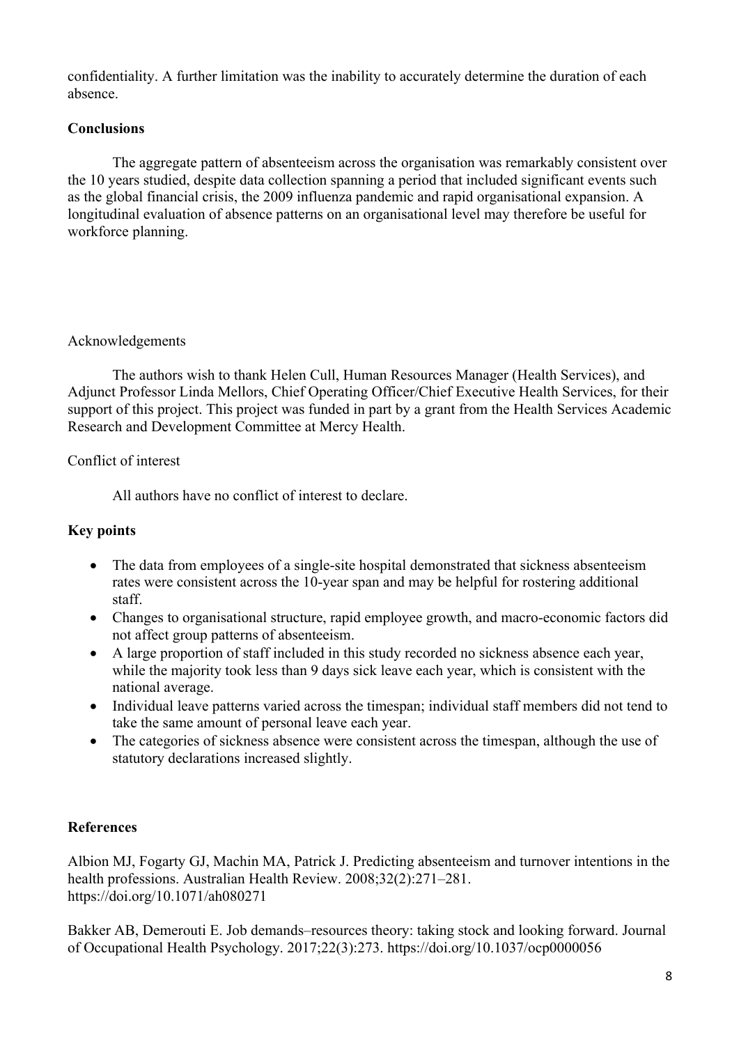confidentiality. A further limitation was the inability to accurately determine the duration of each absence.

## Conclusions

The aggregate pattern of absenteeism across the organisation was remarkably consistent over the 10 years studied, despite data collection spanning a period that included significant events such as the global financial crisis, the 2009 influenza pandemic and rapid organisational expansion. A longitudinal evaluation of absence patterns on an organisational level may therefore be useful for workforce planning.

Acknowledgements

The authors wish to thank Helen Cull, Human Resources Manager (Health Services), and Adjunct Professor Linda Mellors, Chief Operating Officer/Chief Executive Health Services, for their support of this project. This project was funded in part by a grant from the Health Services Academic Research and Development Committee at Mercy Health.

Conflict of interest

All authors have no conflict of interest to declare.

## Key points

- The data from employees of a single-site hospital demonstrated that sickness absenteeism rates were consistent across the 10-year span and may be helpful for rostering additional staff.
- Changes to organisational structure, rapid employee growth, and macro-economic factors did not affect group patterns of absenteeism.
- A large proportion of staff included in this study recorded no sickness absence each year, while the majority took less than 9 days sick leave each year, which is consistent with the national average.
- Individual leave patterns varied across the timespan; individual staff members did not tend to take the same amount of personal leave each year.
- The categories of sickness absence were consistent across the timespan, although the use of statutory declarations increased slightly.

## References

Albion MJ, Fogarty GJ, Machin MA, Patrick J. Predicting absenteeism and turnover intentions in the health professions. Australian Health Review. 2008;32(2):271–281. https://doi.org/10.1071/ah080271

Bakker AB, Demerouti E. Job demands–resources theory: taking stock and looking forward. Journal of Occupational Health Psychology. 2017;22(3):273. https://doi.org/10.1037/ocp0000056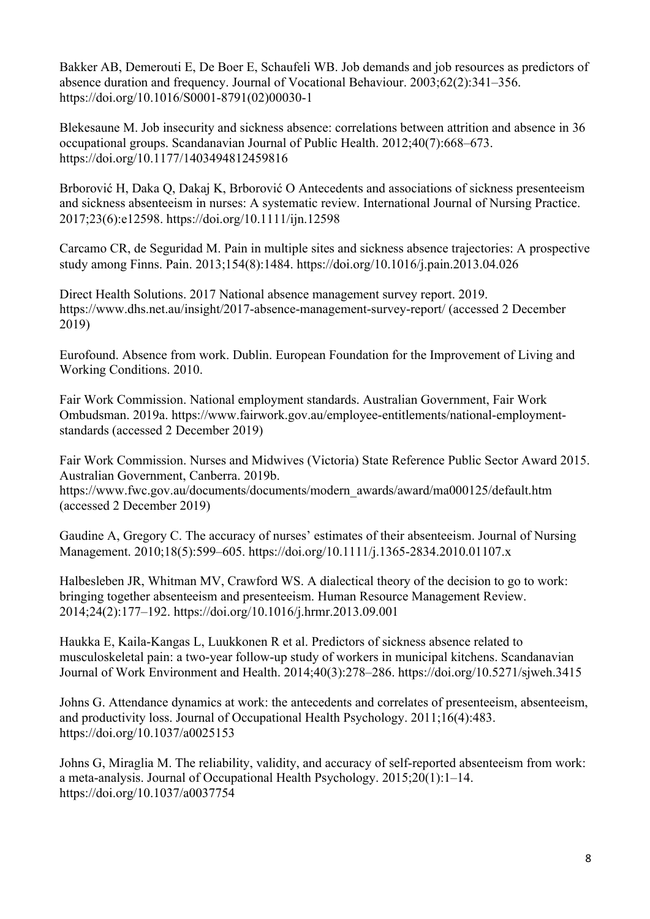Bakker AB, Demerouti E, De Boer E, Schaufeli WB. Job demands and job resources as predictors of absence duration and frequency. Journal of Vocational Behaviour. 2003;62(2):341–356. https://doi.org/10.1016/S0001-8791(02)00030-1

Blekesaune M. Job insecurity and sickness absence: correlations between attrition and absence in 36 occupational groups. Scandanavian Journal of Public Health. 2012;40(7):668–673. https://doi.org/10.1177/1403494812459816

Brborović H, Daka Q, Dakaj K, Brborović O Antecedents and associations of sickness presenteeism and sickness absenteeism in nurses: A systematic review. International Journal of Nursing Practice. 2017;23(6):e12598. https://doi.org/10.1111/ijn.12598

Carcamo CR, de Seguridad M. Pain in multiple sites and sickness absence trajectories: A prospective study among Finns. Pain. 2013;154(8):1484. https://doi.org/10.1016/j.pain.2013.04.026

Direct Health Solutions. 2017 National absence management survey report. 2019. https://www.dhs.net.au/insight/2017-absence-management-survey-report/ (accessed 2 December 2019)

Eurofound. Absence from work. Dublin. European Foundation for the Improvement of Living and Working Conditions. 2010.

Fair Work Commission. National employment standards. Australian Government, Fair Work Ombudsman. 2019a. https://www.fairwork.gov.au/employee-entitlements/national-employment-standards (accessed 2 December 2019)

Fair Work Commission. Nurses and Midwives (Victoria) State Reference Public Sector Award 2015. Australian Government, Canberra. 2019b. https://www.fwc.gov.au/documents/documents/modern_awards/award/ma000125/default.htm (accessed 2 December 2019)

Gaudine A, Gregory C. The accuracy of nurses' estimates of their absenteeism. Journal of Nursing Management. 2010;18(5):599–605. https://doi.org/10.1111/j.1365-2834.2010.01107.x

Halbesleben JR, Whitman MV, Crawford WS. A dialectical theory of the decision to go to work: bringing together absenteeism and presenteeism. Human Resource Management Review. 2014;24(2):177–192. https://doi.org/10.1016/j.hrmr.2013.09.001

Haukka E, Kaila-Kangas L, Luukkonen R et al. Predictors of sickness absence related to musculoskeletal pain: a two-year follow-up study of workers in municipal kitchens. Scandanavian Journal of Work Environment and Health. 2014;40(3):278–286. https://doi.org/10.5271/sjweh.3415

Johns G. Attendance dynamics at work: the antecedents and correlates of presenteeism, absenteeism, and productivity loss. Journal of Occupational Health Psychology. 2011;16(4):483. https://doi.org/10.1037/a0025153

Johns G, Miraglia M. The reliability, validity, and accuracy of self-reported absenteeism from work: a meta-analysis. Journal of Occupational Health Psychology. 2015;20(1):1–14. https://doi.org/10.1037/a0037754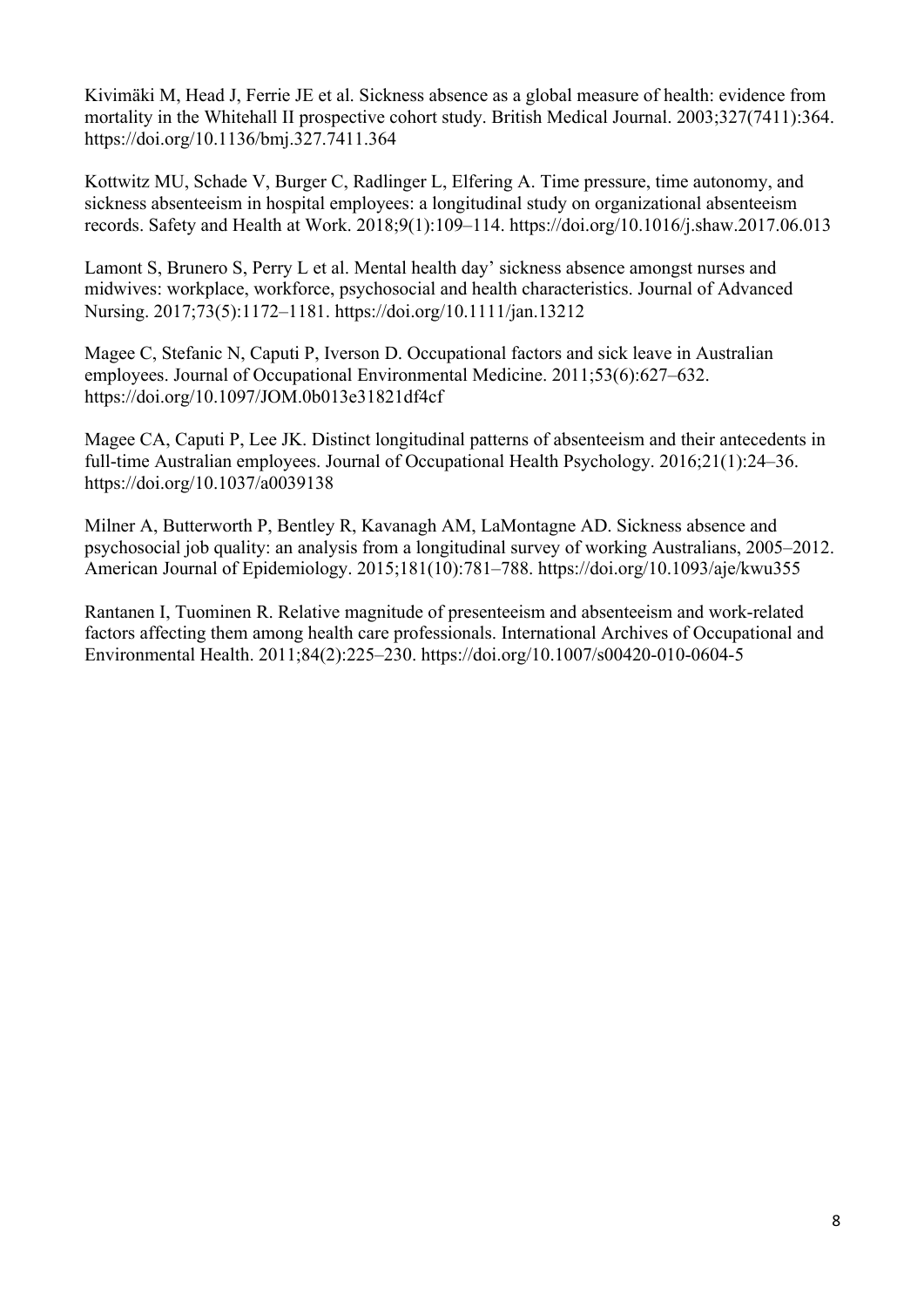Kivimäki M, Head J, Ferrie JE et al. Sickness absence as a global measure of health: evidence from mortality in the Whitehall II prospective cohort study. British Medical Journal. 2003;327(7411):364. https://doi.org/10.1136/bmj.327.7411.364

Kottwitz MU, Schade V, Burger C, Radlinger L, Elfering A. Time pressure, time autonomy, and sickness absenteeism in hospital employees: a longitudinal study on organizational absenteeism records. Safety and Health at Work. 2018;9(1):109–114. https://doi.org/10.1016/j.shaw.2017.06.013

Lamont S, Brunero S, Perry L et al. Mental health day' sickness absence amongst nurses and midwives: workplace, workforce, psychosocial and health characteristics. Journal of Advanced Nursing. 2017;73(5):1172–1181. https://doi.org/10.1111/jan.13212

Magee C, Stefanic N, Caputi P, Iverson D. Occupational factors and sick leave in Australian employees. Journal of Occupational Environmental Medicine. 2011;53(6):627–632. https://doi.org/10.1097/JOM.0b013e31821df4cf

Magee CA, Caputi P, Lee JK. Distinct longitudinal patterns of absenteeism and their antecedents in full-time Australian employees. Journal of Occupational Health Psychology. 2016;21(1):24–36. https://doi.org/10.1037/a0039138

Milner A, Butterworth P, Bentley R, Kavanagh AM, LaMontagne AD. Sickness absence and psychosocial job quality: an analysis from a longitudinal survey of working Australians, 2005–2012. American Journal of Epidemiology. 2015;181(10):781–788. https://doi.org/10.1093/aje/kwu355

Rantanen I, Tuominen R. Relative magnitude of presenteeism and absenteeism and work-related factors affecting them among health care professionals. International Archives of Occupational and Environmental Health. 2011;84(2):225–230. https://doi.org/10.1007/s00420-010-0604-5